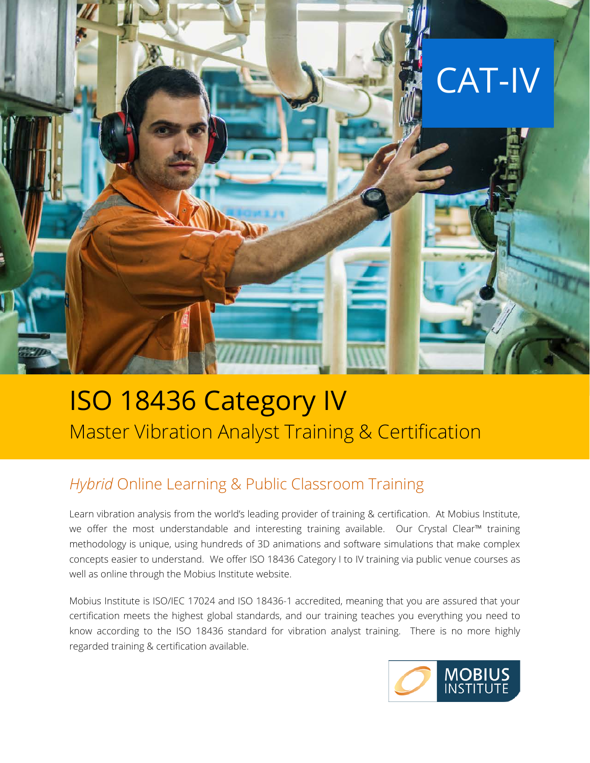CAT-IV

# ISO 18436 Category IV

## Master Vibration Analyst Training & Certification

### *Hybrid* Online Learning & Public Classroom Training

Learn vibration analysis from the world's leading provider of training & certification. At Mobius Institute, we offer the most understandable and interesting training available. Our Crystal Clear™ training methodology is unique, using hundreds of 3D animations and software simulations that make complex concepts easier to understand. We offer ISO 18436 Category I to IV training via public venue courses as well as online through the Mobius Institute website.

Mobius Institute is ISO/IEC 17024 and ISO 18436-1 accredited, meaning that you are assured that your certification meets the highest global standards, and our training teaches you everything you need to know according to the ISO 18436 standard for vibration analyst training. There is no more highly regarded training & certification available.

MOBIUS INSTITUTE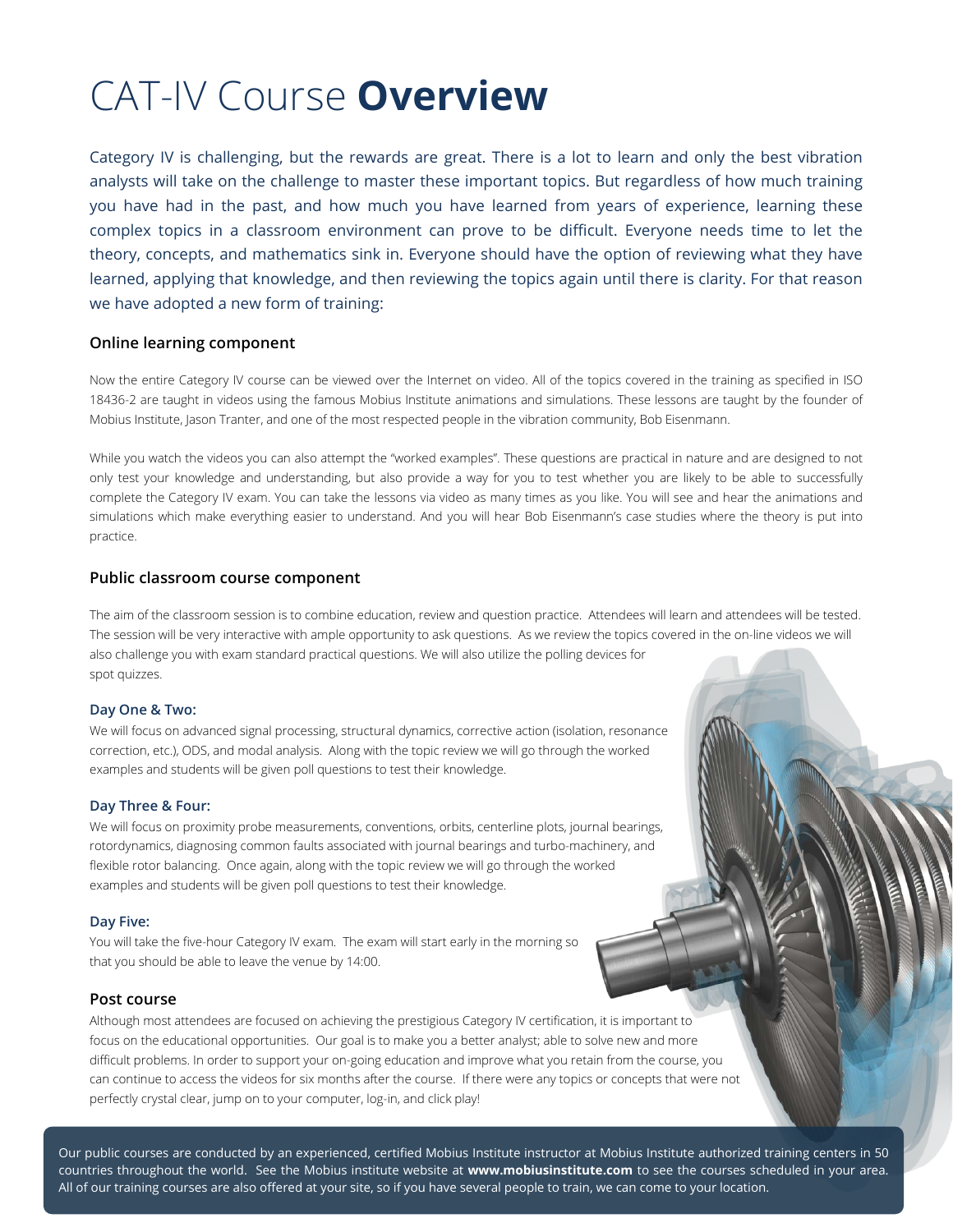# CAT-IV Course **Overview**

Category IV is challenging, but the rewards are great. There is a lot to learn and only the best vibration analysts will take on the challenge to master these important topics. But regardless of how much training you have had in the past, and how much you have learned from years of experience, learning these complex topics in a classroom environment can prove to be difficult. Everyone needs time to let the theory, concepts, and mathematics sink in. Everyone should have the option of reviewing what they have learned, applying that knowledge, and then reviewing the topics again until there is clarity. For that reason we have adopted a new form of training:

## Online learning component

Now the entire Category IV course can be viewed over the Internet on video. All of the topics covered in the training as specified in ISO 18436-2 are taught in videos using the famous Mobius Institute animations and simulations. These lessons are taught by the founder of Mobius Institute, Jason Tranter, and one of the most respected people in the vibration community, Bob Eisenmann.

While you watch the videos you can also attempt the "worked examples". These questions are practical in nature and are designed to not only test your knowledge and understanding, but also provide a way for you to test whether you are likely to be able to successfully complete the Category IV exam. You can take the lessons via video as many times as you like. You will see and hear the animations and simulations which make everything easier to understand. And you will hear Bob Eisenmann's case studies where the theory is put into practice.

## Public classroom course component

The aim of the classroom session is to combine education, review and question practice. Attendees will learn and attendees will be tested. The session will be very interactive with ample opportunity to ask questions. As we review the topics covered in the on-line videos we will also challenge you with exam standard practical questions. We will also utilize the polling devices for spot quizzes.

### Day One & Two:

We will focus on advanced signal processing, structural dynamics, corrective action (isolation, resonance correction, etc.), ODS, and modal analysis. Along with the topic review we will go through the worked examples and students will be given poll questions to test their knowledge.

### Day Three & Four:

We will focus on proximity probe measurements, conventions, orbits, centerline plots, journal bearings, rotordynamics, diagnosing common faults associated with journal bearings and turbo-machinery, and flexible rotor balancing. Once again, along with the topic review we will go through the worked examples and students will be given poll questions to test their knowledge.

### Day Five:

You will take the five-hour Category IV exam. The exam will start early in the morning so that you should be able to leave the venue by 14:00.

## Post course

Although most attendees are focused on achieving the prestigious Category IV certification, it is important to focus on the educational opportunities. Our goal is to make you a better analyst; able to solve new and more difficult problems. In order to support your on-going education and improve what you retain from the course, you can continue to access the videos for six months after the course. If there were any topics or concepts that were not perfectly crystal clear, jump on to your computer, log-in, and click play!

Our public courses are conducted by an experienced, certified Mobius Institute instructor at Mobius Institute authorized training centers in 50 countries throughout the world. See the Mobius institute website at **www.mobiusinstitute.com** to see the courses scheduled in your area. All of our training courses are also offered at your site, so if you have several people to train, we can come to your location.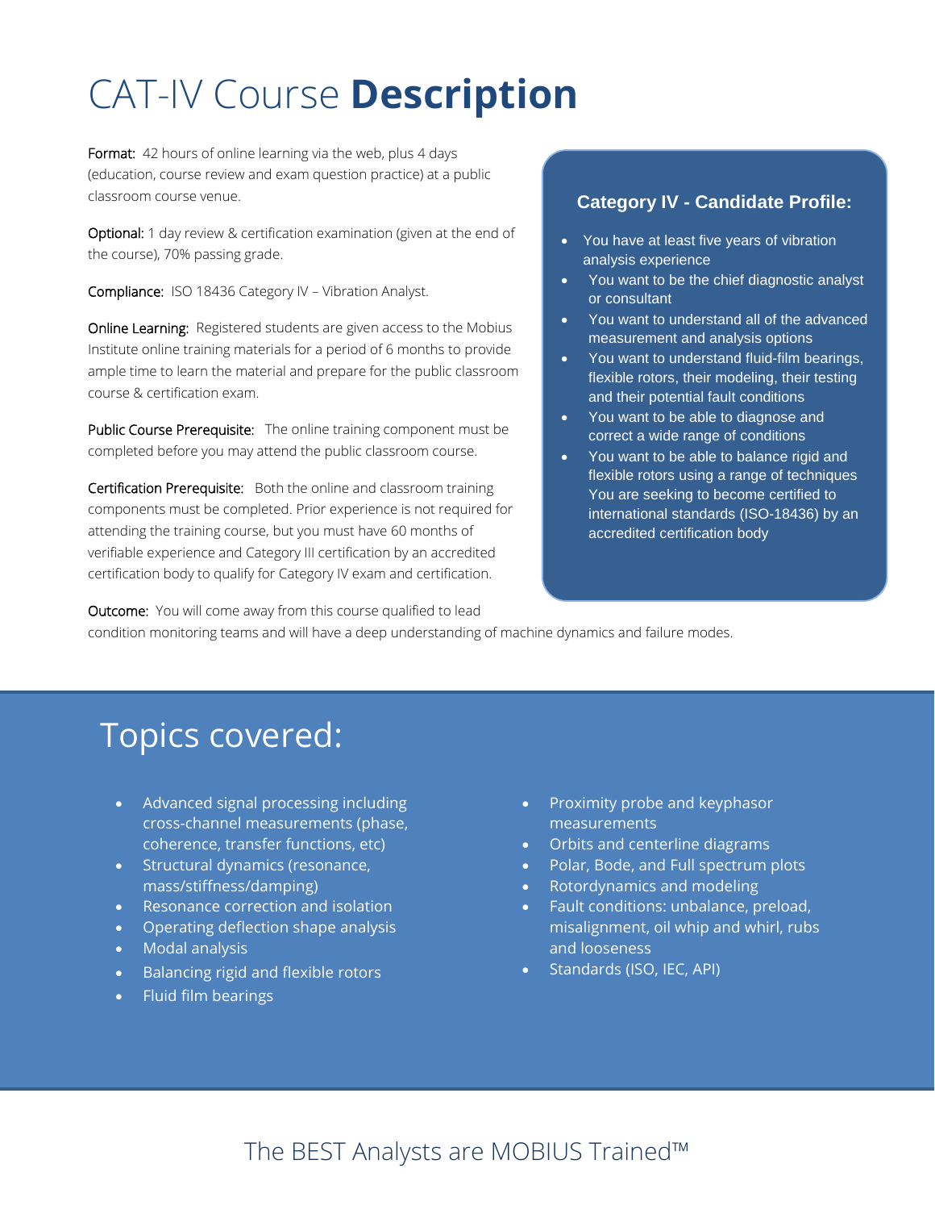# CAT-IV Course **Description**

**Format:** 42 hours of online learning via the web, plus 4 days (education, course review and exam question practice) at a public classroom course venue.

**Optional:** 1 day review & certification examination (given at the end of the course), 70% passing grade.

**Compliance:** ISO 18436 Category IV – Vibration Analyst.

**Online Learning:** Registered students are given access to the Mobius Institute online training materials for a period of 6 months to provide ample time to learn the material and prepare for the public classroom course & certification exam.

**Public Course Prerequisite:** The online training component must be completed before you may attend the public classroom course.

**Certification Prerequisite:** Both the online and classroom training components must be completed. Prior experience is not required for attending the training course, but you must have 60 months of verifiable experience and Category III certification by an accredited certification body to qualify for Category IV exam and certification.

**Outcome:** You will come away from this course qualified to lead condition monitoring teams and will have a deep understanding of machine dynamics and failure modes.

### Category IV - Candidate Profile:

- You have at least five years of vibration analysis experience
- You want to be the chief diagnostic analyst or consultant
- You want to understand all of the advanced measurement and analysis options
- You want to understand fluid-film bearings, flexible rotors, their modeling, their testing and their potential fault conditions
- You want to be able to diagnose and correct a wide range of conditions
- You want to be able to balance rigid and flexible rotors using a range of techniques You are seeking to become certified to international standards (ISO-18436) by an accredited certification body

## Topics covered:

- Advanced signal processing including cross-channel measurements (phase, coherence, transfer functions, etc)
- Structural dynamics (resonance, mass/stiffness/damping)
- Resonance correction and isolation
- Operating deflection shape analysis
- Modal analysis
- Balancing rigid and flexible rotors
- Fluid film bearings
- Proximity probe and keyphasor measurements
- Orbits and centerline diagrams
- Polar, Bode, and Full spectrum plots
- Rotordynamics and modeling
- Fault conditions: unbalance, preload, misalignment, oil whip and whirl, rubs and looseness
- Standards (ISO, IEC, API)

The BEST Analysts are MOBIUS Trained™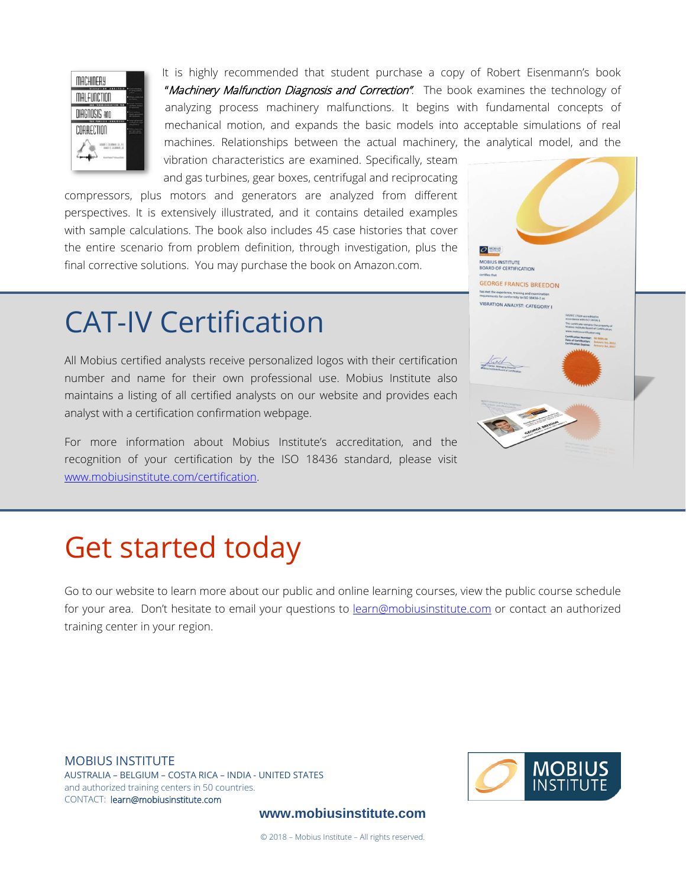It is highly recommended that student purchase a copy of Robert Eisenmann's book "*Machinery Malfunction Diagnosis and Correction*". The book examines the technology of analyzing process machinery malfunctions. It begins with fundamental concepts of mechanical motion, and expands the basic models into acceptable simulations of real machines. Relationships between the actual machinery, the analytical model, and the vibration characteristics are examined. Specifically, steam and gas turbines, gear boxes, centrifugal and reciprocating compressors, plus motors and generators are analyzed from different perspectives. It is extensively illustrated, and it contains detailed examples with sample calculations. The book also includes 45 case histories that cover the entire scenario from problem definition, through investigation, plus the final corrective solutions. You may purchase the book on Amazon.com.

# CAT-IV Certification

All Mobius certified analysts receive personalized logos with their certification number and name for their own professional use. Mobius Institute also maintains a listing of all certified analysts on our website and provides each analyst with a certification confirmation webpage.

For more information about Mobius Institute's accreditation, and the recognition of your certification by the ISO 18436 standard, please visit [www.mobiusinstitute.com/certification](www.mobiusinstitute.com/certification).

# Get started today

Go to our website to learn more about our public and online learning courses, view the public course schedule for your area. Don't hesitate to email your questions to learn@mobiusinstitute.com or contact an authorized training center in your region.

MOBIUS INSTITUTE
AUSTRALIA – BELGIUM – COSTA RICA – INDIA - UNITED STATES
and authorized training centers in 50 countries.
CONTACT: learn@mobiusinstitute.com

**www.mobiusinstitute.com**

© 2018 – Mobius Institute – All rights reserved.